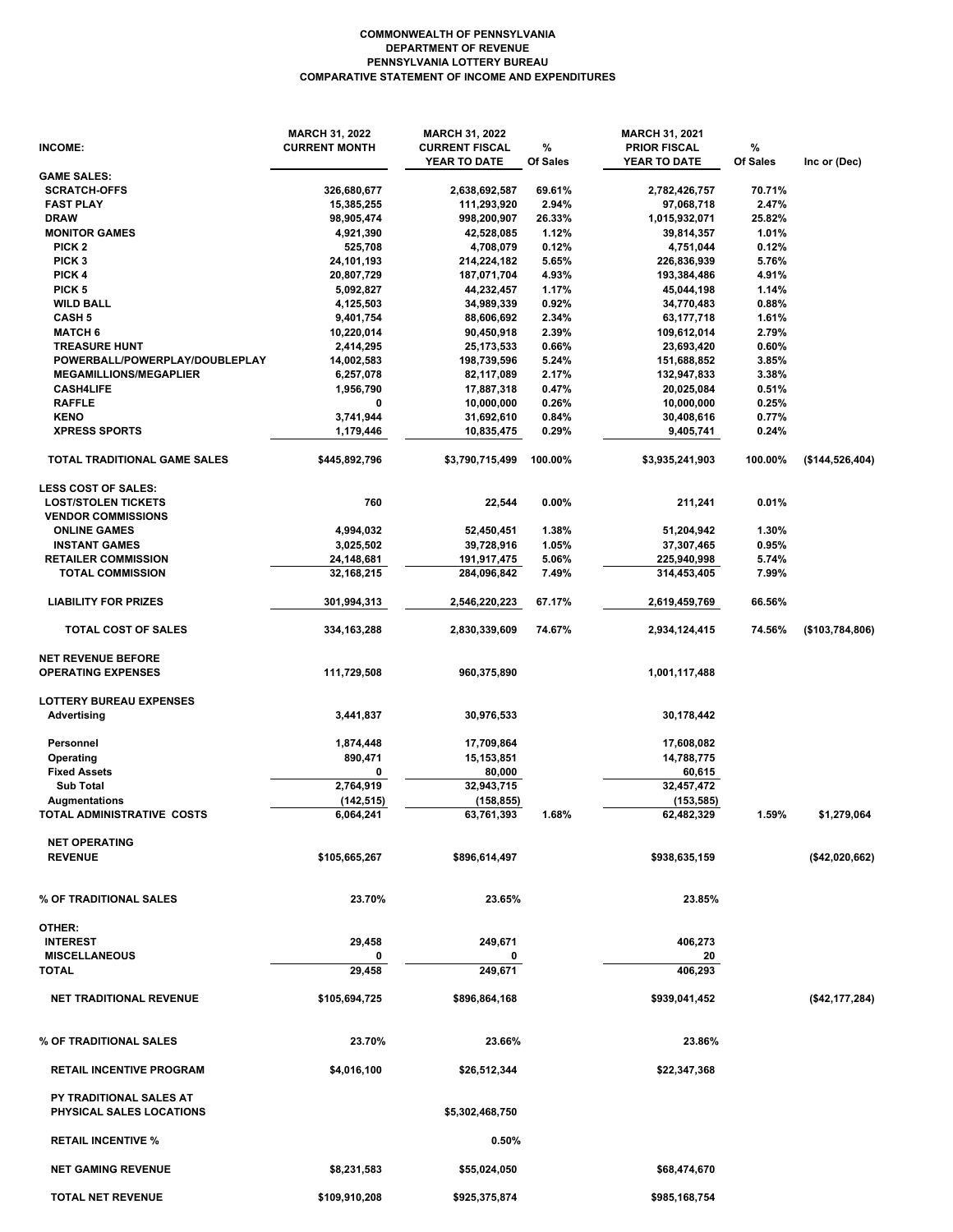**COMMONWEALTH OF PENNSYLVANIA**
**DEPARTMENT OF REVENUE**
**PENNSYLVANIA LOTTERY BUREAU**
**COMPARATIVE STATEMENT OF INCOME AND EXPENDITURES**

| INCOME: | MARCH 31, 2022 CURRENT MONTH | MARCH 31, 2022 CURRENT FISCAL YEAR TO DATE | % Of Sales | MARCH 31, 2021 PRIOR FISCAL YEAR TO DATE | % Of Sales | Inc or (Dec) |
|---|---|---|---|---|---|---|
| **GAME SALES:** | | | | | | |
| SCRATCH-OFFS | 326,680,677 | 2,638,692,587 | 69.61% | 2,782,426,757 | 70.71% | |
| FAST PLAY | 15,385,255 | 111,293,920 | 2.94% | 97,068,718 | 2.47% | |
| DRAW | 98,905,474 | 998,200,907 | 26.33% | 1,015,932,071 | 25.82% | |
| MONITOR GAMES | 4,921,390 | 42,528,085 | 1.12% | 39,814,357 | 1.01% | |
| PICK 2 | 525,708 | 4,708,079 | 0.12% | 4,751,044 | 0.12% | |
| PICK 3 | 24,101,193 | 214,224,182 | 5.65% | 226,836,939 | 5.76% | |
| PICK 4 | 20,807,729 | 187,071,704 | 4.93% | 193,384,486 | 4.91% | |
| PICK 5 | 5,092,827 | 44,232,457 | 1.17% | 45,044,198 | 1.14% | |
| WILD BALL | 4,125,503 | 34,989,339 | 0.92% | 34,770,483 | 0.88% | |
| CASH 5 | 9,401,754 | 88,606,692 | 2.34% | 63,177,718 | 1.61% | |
| MATCH 6 | 10,220,014 | 90,450,918 | 2.39% | 109,612,014 | 2.79% | |
| TREASURE HUNT | 2,414,295 | 25,173,533 | 0.66% | 23,693,420 | 0.60% | |
| POWERBALL/POWERPLAY/DOUBLEPLAY | 14,002,583 | 198,739,596 | 5.24% | 151,688,852 | 3.85% | |
| MEGAMILLIONS/MEGAPLIER | 6,257,078 | 82,117,089 | 2.17% | 132,947,833 | 3.38% | |
| CASH4LIFE | 1,956,790 | 17,887,318 | 0.47% | 20,025,084 | 0.51% | |
| RAFFLE | 0 | 10,000,000 | 0.26% | 10,000,000 | 0.25% | |
| KENO | 3,741,944 | 31,692,610 | 0.84% | 30,408,616 | 0.77% | |
| XPRESS SPORTS | 1,179,446 | 10,835,475 | 0.29% | 9,405,741 | 0.24% | |
| **TOTAL TRADITIONAL GAME SALES** | $445,892,796 | $3,790,715,499 | 100.00% | $3,935,241,903 | 100.00% | ($144,526,404) |
| **LESS COST OF SALES:** | | | | | | |
| LOST/STOLEN TICKETS | 760 | 22,544 | 0.00% | 211,241 | 0.01% | |
| VENDOR COMMISSIONS | | | | | | |
| ONLINE GAMES | 4,994,032 | 52,450,451 | 1.38% | 51,204,942 | 1.30% | |
| INSTANT GAMES | 3,025,502 | 39,728,916 | 1.05% | 37,307,465 | 0.95% | |
| RETAILER COMMISSION | 24,148,681 | 191,917,475 | 5.06% | 225,940,998 | 5.74% | |
| TOTAL COMMISSION | 32,168,215 | 284,096,842 | 7.49% | 314,453,405 | 7.99% | |
| LIABILITY FOR PRIZES | 301,994,313 | 2,546,220,223 | 67.17% | 2,619,459,769 | 66.56% | |
| **TOTAL COST OF SALES** | 334,163,288 | 2,830,339,609 | 74.67% | 2,934,124,415 | 74.56% | ($103,784,806) |
| **NET REVENUE BEFORE OPERATING EXPENSES** | 111,729,508 | 960,375,890 | | 1,001,117,488 | | |
| **LOTTERY BUREAU EXPENSES** | | | | | | |
| Advertising | 3,441,837 | 30,976,533 | | 30,178,442 | | |
| Personnel | 1,874,448 | 17,709,864 | | 17,608,082 | | |
| Operating | 890,471 | 15,153,851 | | 14,788,775 | | |
| Fixed Assets | 0 | 80,000 | | 60,615 | | |
| Sub Total | 2,764,919 | 32,943,715 | | 32,457,472 | | |
| Augmentations | (142,515) | (158,855) | | (153,585) | | |
| **TOTAL ADMINISTRATIVE COSTS** | 6,064,241 | 63,761,393 | 1.68% | 62,482,329 | 1.59% | $1,279,064 |
| **NET OPERATING REVENUE** | $105,665,267 | $896,614,497 | | $938,635,159 | | ($42,020,662) |
| **% OF TRADITIONAL SALES** | 23.70% | 23.65% | | 23.85% | | |
| **OTHER:** | | | | | | |
| INTEREST | 29,458 | 249,671 | | 406,273 | | |
| MISCELLANEOUS | 0 | 0 | | 20 | | |
| **TOTAL** | 29,458 | 249,671 | | 406,293 | | |
| **NET TRADITIONAL REVENUE** | $105,694,725 | $896,864,168 | | $939,041,452 | | ($42,177,284) |
| **% OF TRADITIONAL SALES** | 23.70% | 23.66% | | 23.86% | | |
| **RETAIL INCENTIVE PROGRAM** | $4,016,100 | $26,512,344 | | $22,347,368 | | |
| **PY TRADITIONAL SALES AT PHYSICAL SALES LOCATIONS** | | $5,302,468,750 | | | | |
| **RETAIL INCENTIVE %** | | 0.50% | | | | |
| **NET GAMING REVENUE** | $8,231,583 | $55,024,050 | | $68,474,670 | | |
| **TOTAL NET REVENUE** | $109,910,208 | $925,375,874 | | $985,168,754 | | |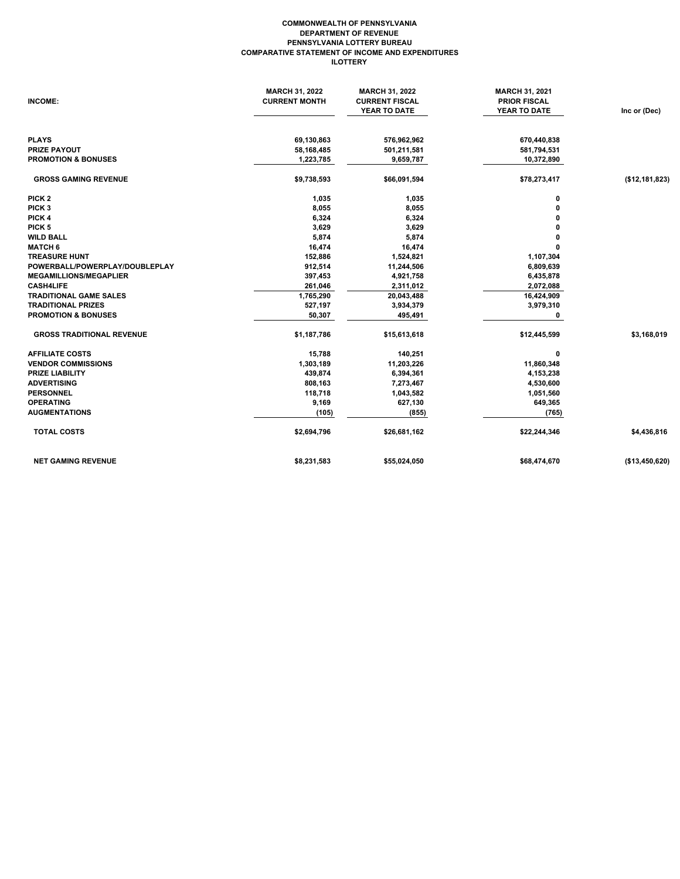**COMMONWEALTH OF PENNSYLVANIA**
**DEPARTMENT OF REVENUE**
**PENNSYLVANIA LOTTERY BUREAU**
**COMPARATIVE STATEMENT OF INCOME AND EXPENDITURES**
**ILOTTERY**

| INCOME: | MARCH 31, 2022 CURRENT MONTH | MARCH 31, 2022 CURRENT FISCAL YEAR TO DATE | MARCH 31, 2021 PRIOR FISCAL YEAR TO DATE | Inc or (Dec) |
|---|---|---|---|---|
| PLAYS | 69,130,863 | 576,962,962 | 670,440,838 | |
| PRIZE PAYOUT | 58,168,485 | 501,211,581 | 581,794,531 | |
| PROMOTION & BONUSES | 1,223,785 | 9,659,787 | 10,372,890 | |
| GROSS GAMING REVENUE | $9,738,593 | $66,091,594 | $78,273,417 | ($12,181,823) |
| PICK 2 | 1,035 | 1,035 | 0 | |
| PICK 3 | 8,055 | 8,055 | 0 | |
| PICK 4 | 6,324 | 6,324 | 0 | |
| PICK 5 | 3,629 | 3,629 | 0 | |
| WILD BALL | 5,874 | 5,874 | 0 | |
| MATCH 6 | 16,474 | 16,474 | 0 | |
| TREASURE HUNT | 152,886 | 1,524,821 | 1,107,304 | |
| POWERBALL/POWERPLAY/DOUBLEPLAY | 912,514 | 11,244,506 | 6,809,639 | |
| MEGAMILLIONS/MEGAPLIER | 397,453 | 4,921,758 | 6,435,878 | |
| CASH4LIFE | 261,046 | 2,311,012 | 2,072,088 | |
| TRADITIONAL GAME SALES | 1,765,290 | 20,043,488 | 16,424,909 | |
| TRADITIONAL PRIZES | 527,197 | 3,934,379 | 3,979,310 | |
| PROMOTION & BONUSES | 50,307 | 495,491 | 0 | |
| GROSS TRADITIONAL REVENUE | $1,187,786 | $15,613,618 | $12,445,599 | $3,168,019 |
| AFFILIATE COSTS | 15,788 | 140,251 | 0 | |
| VENDOR COMMISSIONS | 1,303,189 | 11,203,226 | 11,860,348 | |
| PRIZE LIABILITY | 439,874 | 6,394,361 | 4,153,238 | |
| ADVERTISING | 808,163 | 7,273,467 | 4,530,600 | |
| PERSONNEL | 118,718 | 1,043,582 | 1,051,560 | |
| OPERATING | 9,169 | 627,130 | 649,365 | |
| AUGMENTATIONS | (105) | (855) | (765) | |
| TOTAL COSTS | $2,694,796 | $26,681,162 | $22,244,346 | $4,436,816 |
| NET GAMING REVENUE | $8,231,583 | $55,024,050 | $68,474,670 | ($13,450,620) |